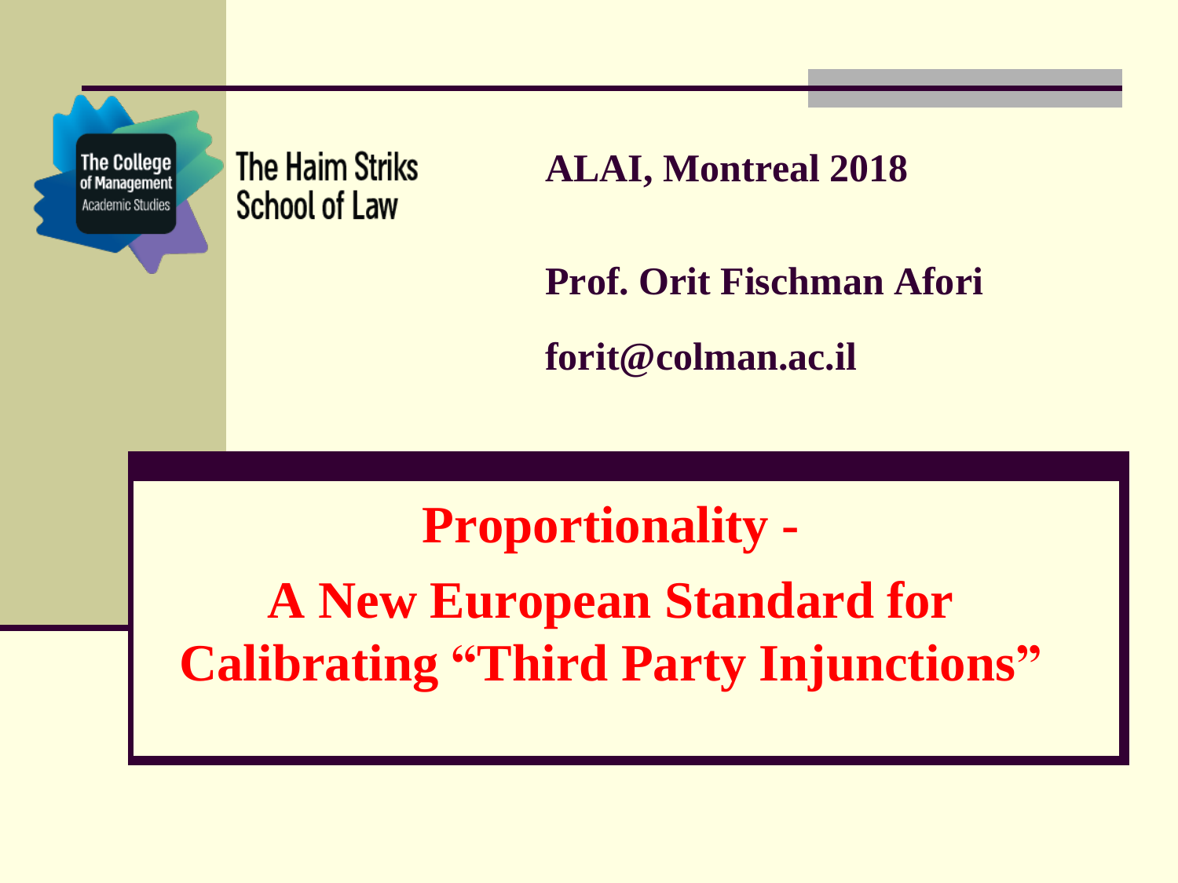The College of Management Academic Studies

The Haim Striks School of Law

**ALAI, Montreal 2018**

**Prof. Orit Fischman Afori**

**forit@colman.ac.il**

# Proportionality - A New European Standard for Calibrating "Third Party Injunctions"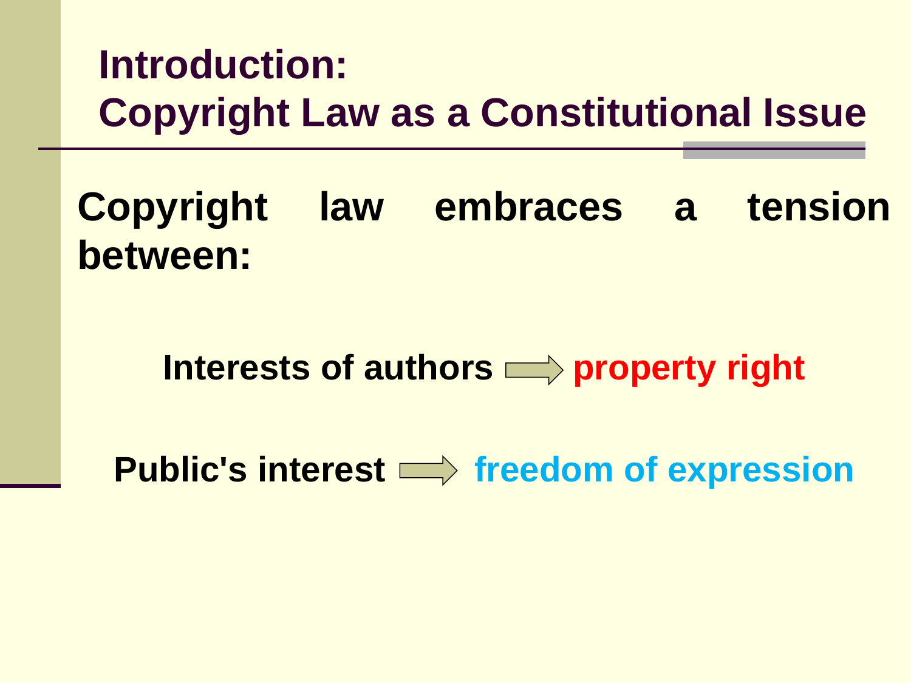# Introduction: Copyright Law as a Constitutional Issue

**Copyright law embraces a tension between:**

**Interests of authors ⟹ property right**

**Public's interest ⟹ freedom of expression**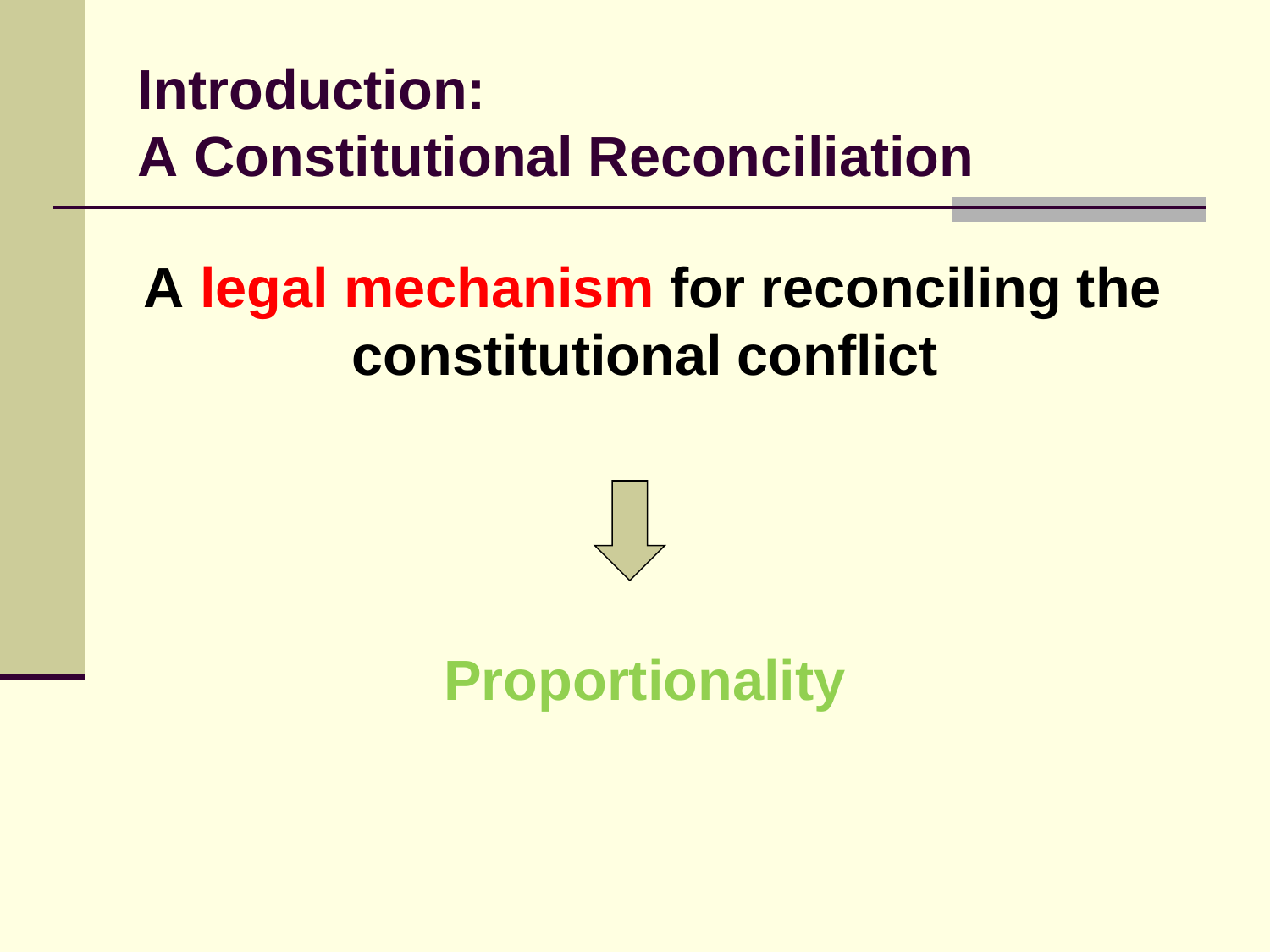# Introduction: A Constitutional Reconciliation

**A legal mechanism for reconciling the constitutional conflict**

↓

**Proportionality**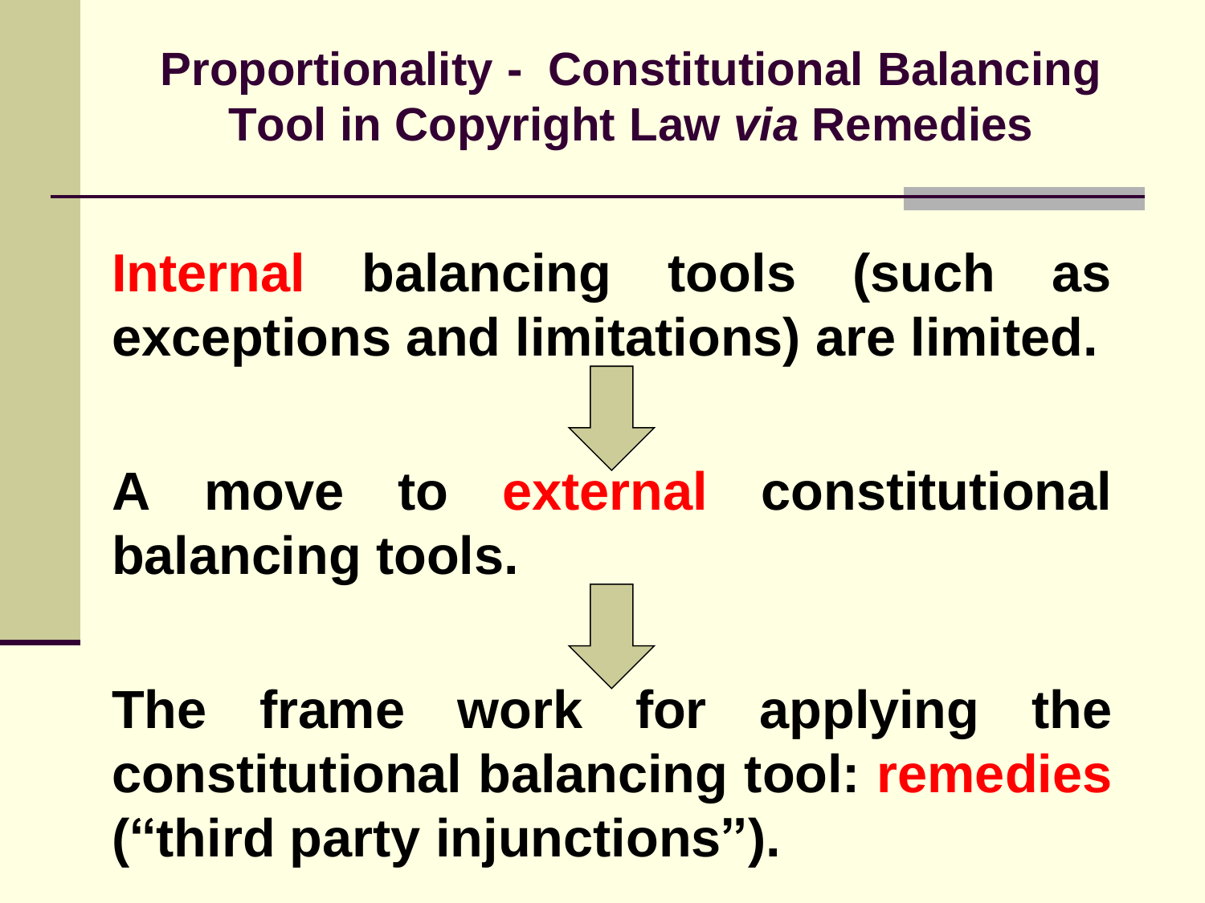# Proportionality - Constitutional Balancing Tool in Copyright Law *via* Remedies

**Internal balancing tools (such as exceptions and limitations) are limited.**

↓

**A move to external constitutional balancing tools.**

↓

**The frame work for applying the constitutional balancing tool: remedies ("third party injunctions").**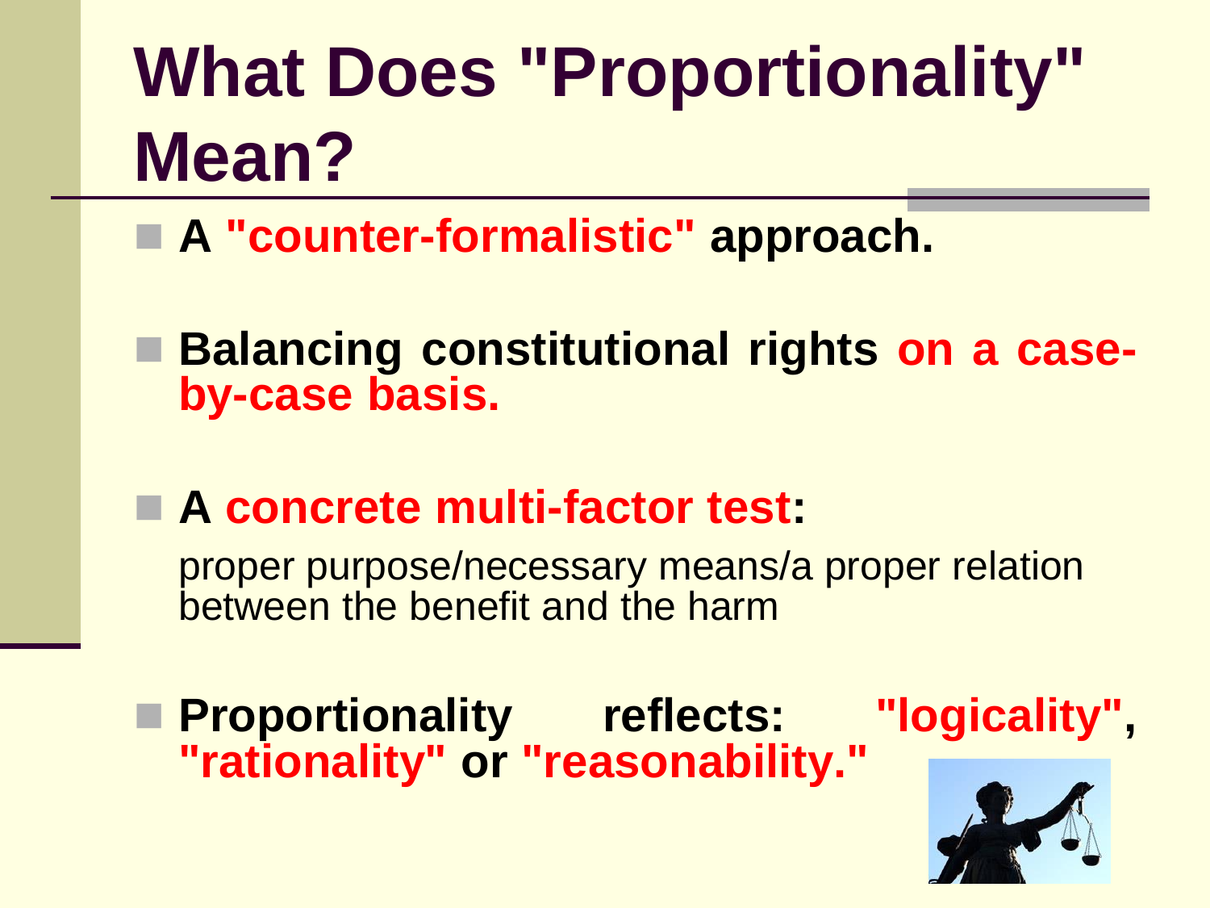# What Does "Proportionality" Mean?

- **A "counter-formalistic" approach.**
- **Balancing constitutional rights on a case-by-case basis.**
- **A concrete multi-factor test:**

  proper purpose/necessary means/a proper relation between the benefit and the harm

- **Proportionality reflects: "logicality", "rationality" or "reasonability."**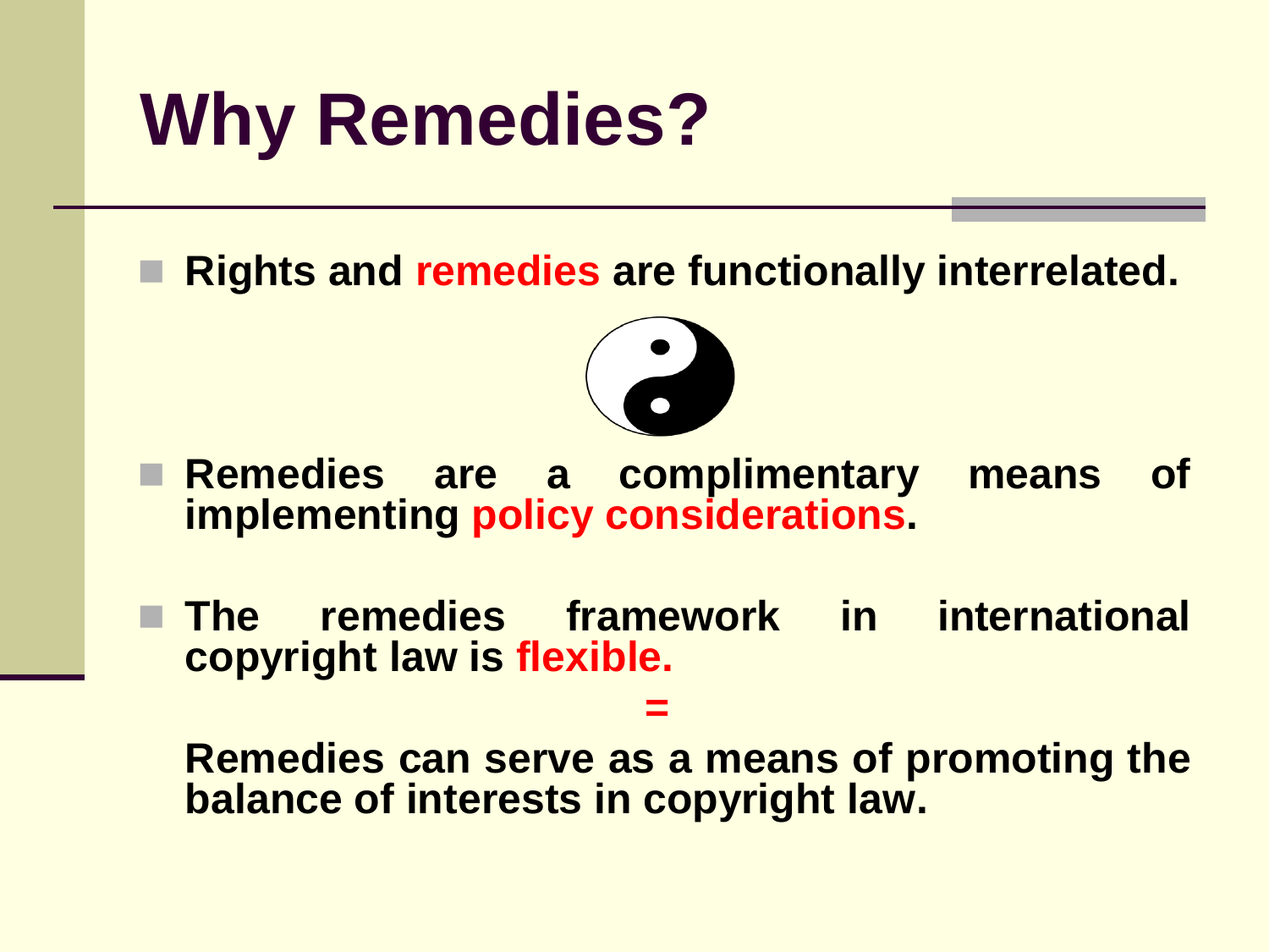# Why Remedies?

- **Rights and remedies are functionally interrelated.**

- **Remedies are a complimentary means of implementing policy considerations.**

- **The remedies framework in international copyright law is flexible.**

  **=**

  **Remedies can serve as a means of promoting the balance of interests in copyright law.**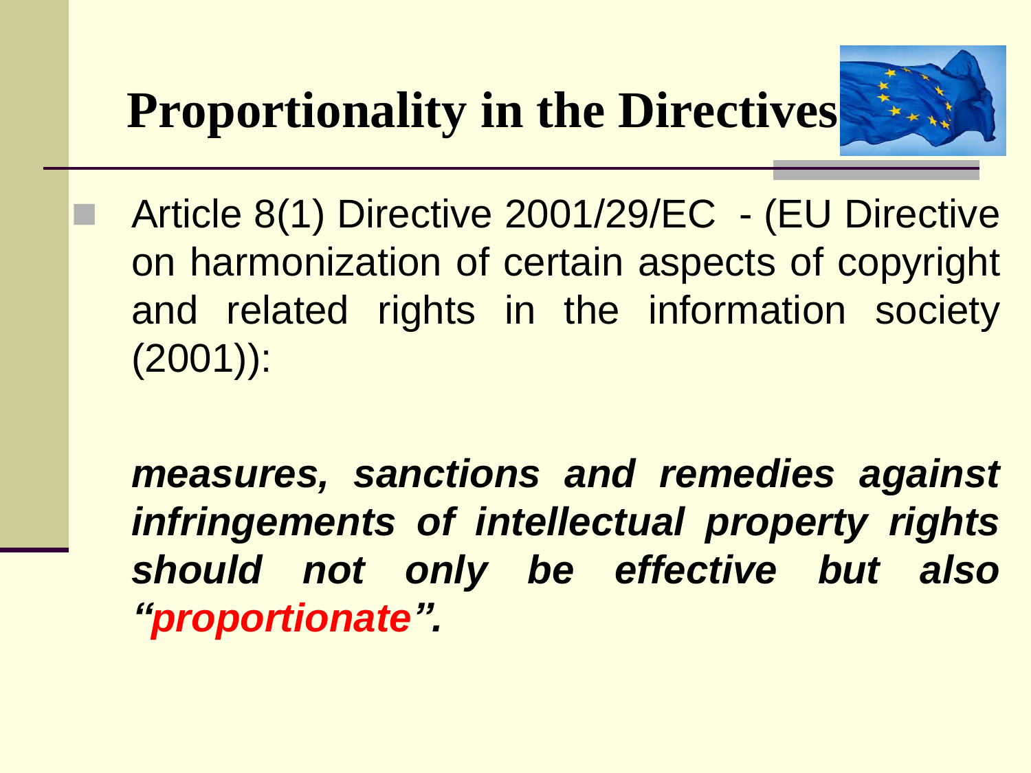# Proportionality in the Directives

- Article 8(1) Directive 2001/29/EC - (EU Directive on harmonization of certain aspects of copyright and related rights in the information society (2001)):

  ***measures, sanctions and remedies against infringements of intellectual property rights should not only be effective but also "proportionate".***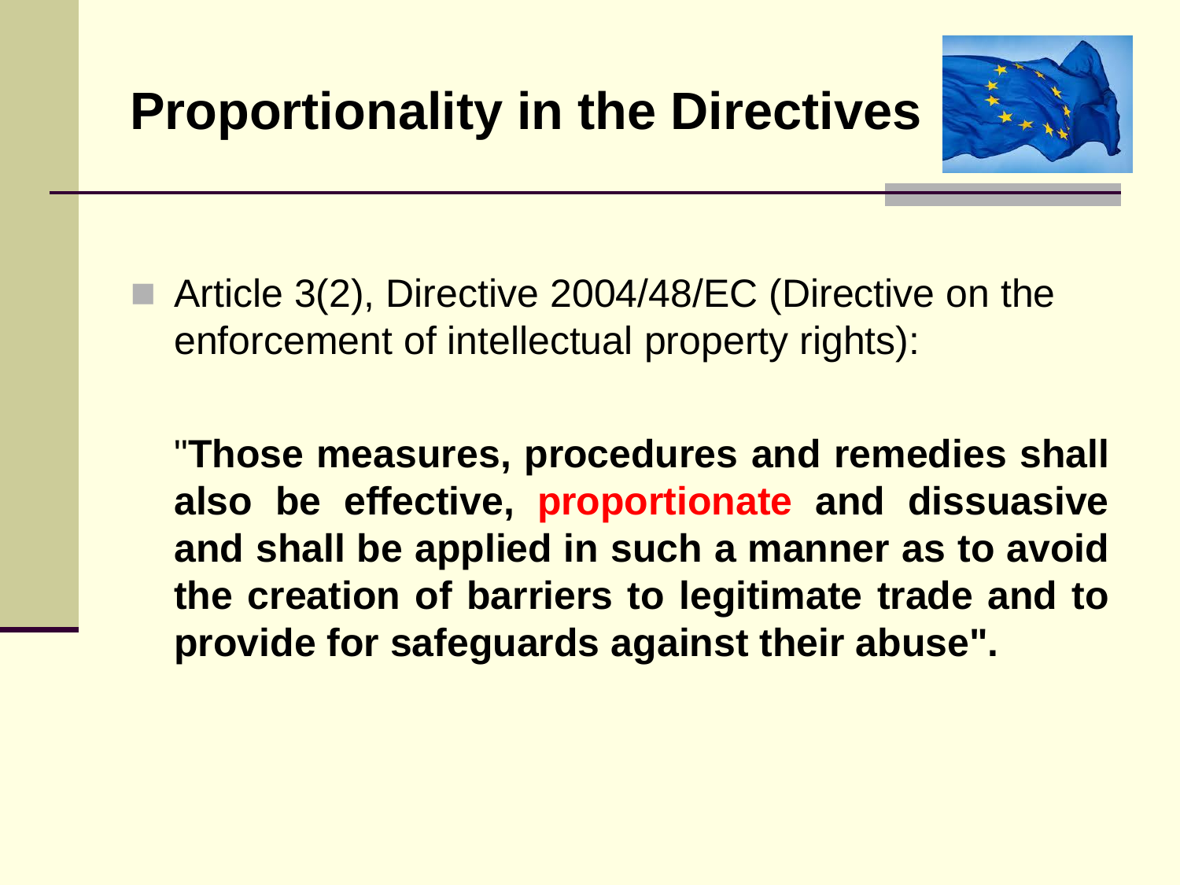# Proportionality in the Directives

- Article 3(2), Directive 2004/48/EC (Directive on the enforcement of intellectual property rights):

  "**Those measures, procedures and remedies shall also be effective, proportionate and dissuasive and shall be applied in such a manner as to avoid the creation of barriers to legitimate trade and to provide for safeguards against their abuse".**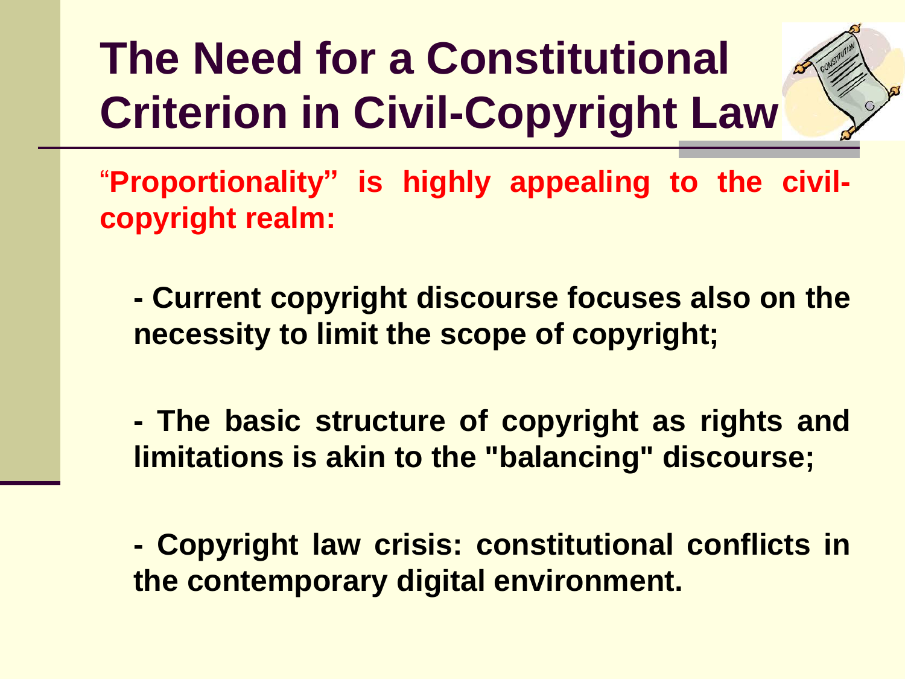# The Need for a Constitutional Criterion in Civil-Copyright Law

**"Proportionality" is highly appealing to the civil-copyright realm:**

**- Current copyright discourse focuses also on the necessity to limit the scope of copyright;**

**- The basic structure of copyright as rights and limitations is akin to the "balancing" discourse;**

**- Copyright law crisis: constitutional conflicts in the contemporary digital environment.**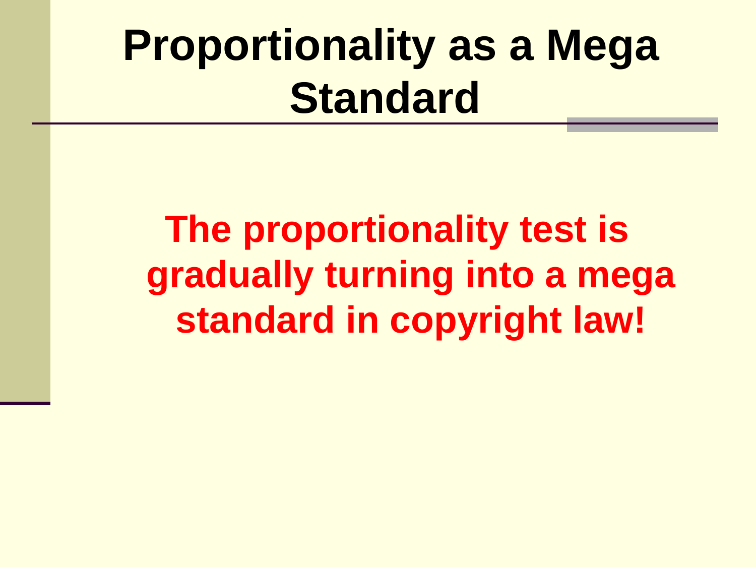# Proportionality as a Mega Standard

**The proportionality test is gradually turning into a mega standard in copyright law!**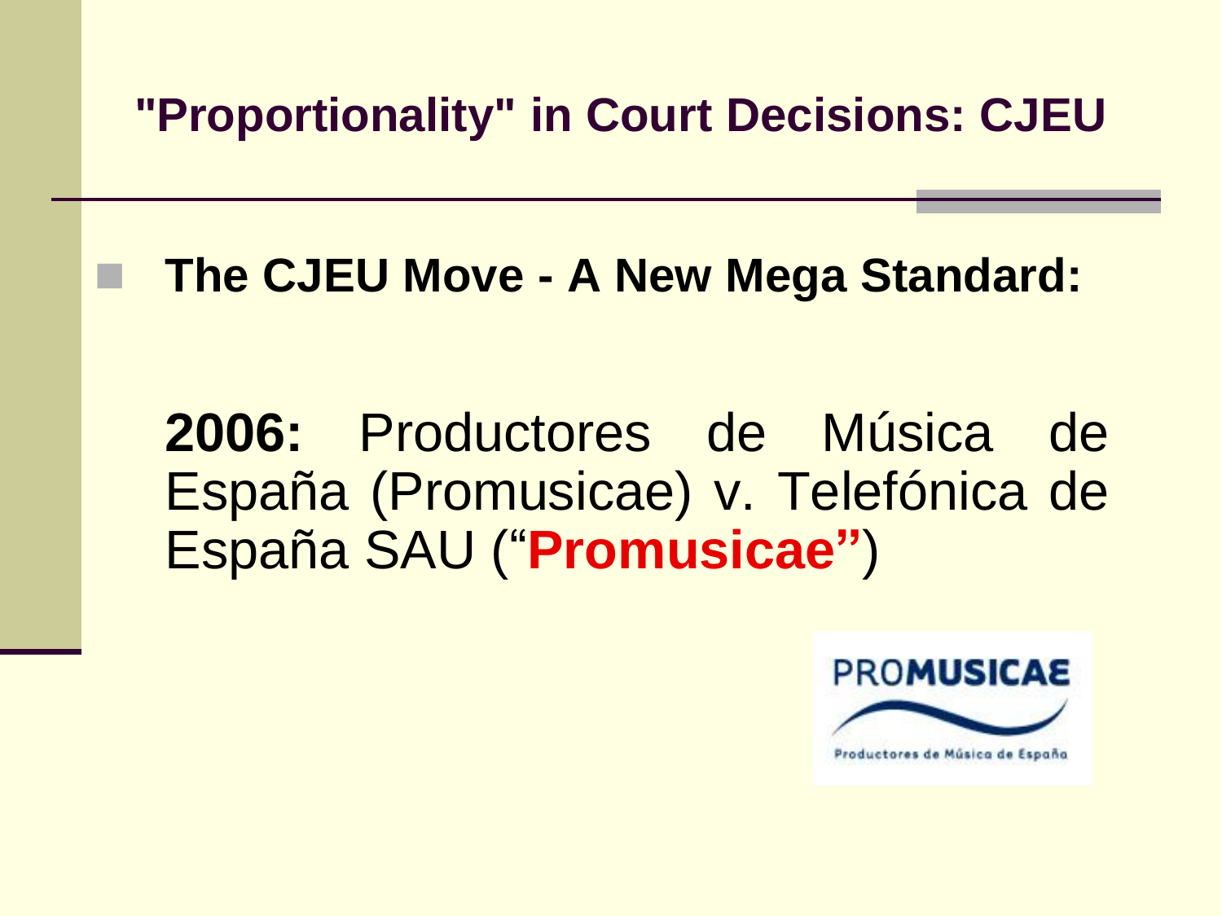## "Proportionality" in Court Decisions: CJEU

- **The CJEU Move - A New Mega Standard:**

  **2006:** Productores de Música de España (Promusicae) v. Telefónica de España SAU (“**Promusicae”**)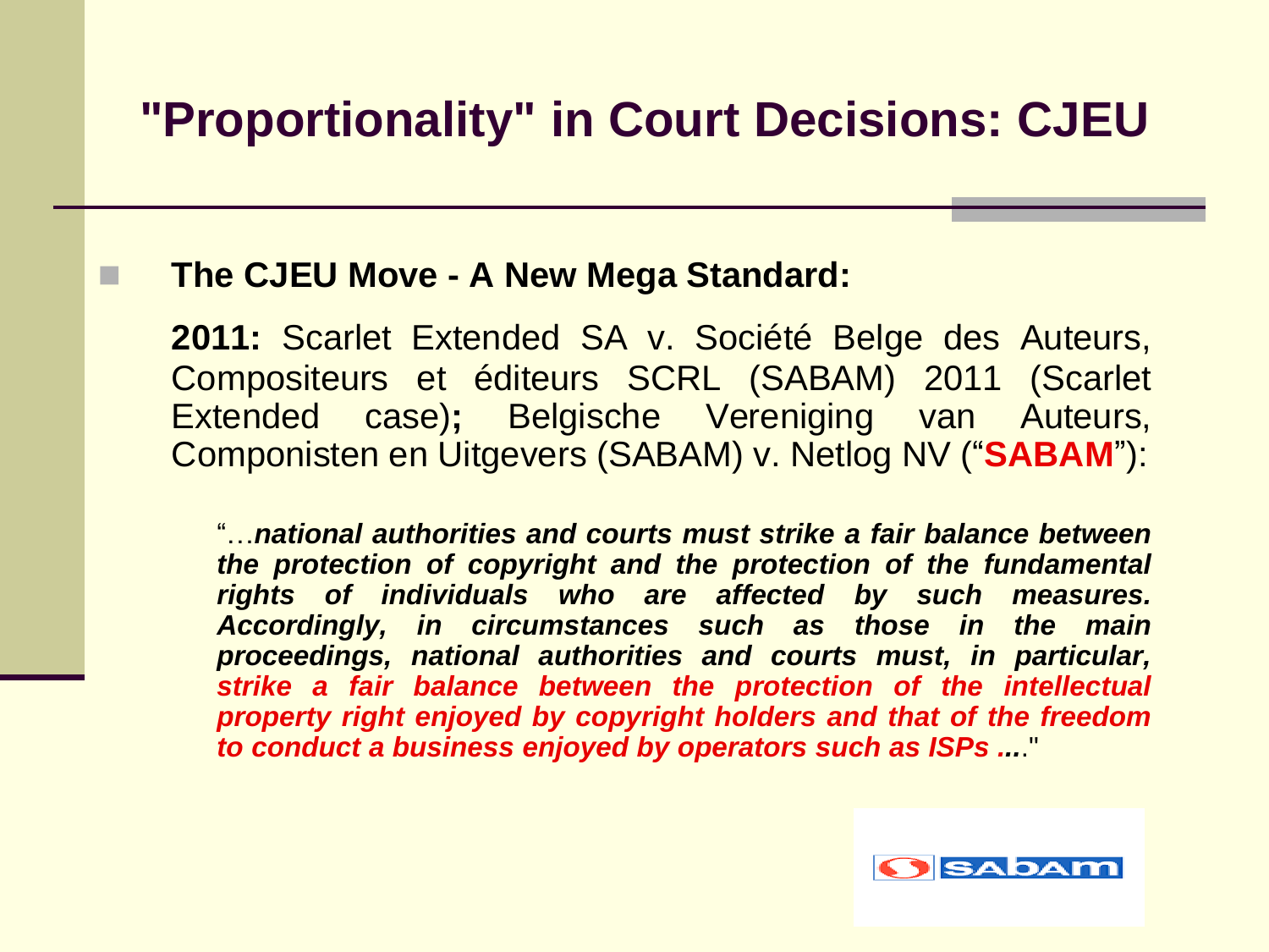# "Proportionality" in Court Decisions: CJEU

- **The CJEU Move - A New Mega Standard:**

  **2011:** Scarlet Extended SA v. Société Belge des Auteurs, Compositeurs et éditeurs SCRL (SABAM) 2011 (Scarlet Extended case)**;** Belgische Vereniging van Auteurs, Componisten en Uitgevers (SABAM) v. Netlog NV ("**SABAM**"):

  > "…***national authorities and courts must strike a fair balance between the protection of copyright and the protection of the fundamental rights of individuals who are affected by such measures. Accordingly, in circumstances such as those in the main proceedings, national authorities and courts must, in particular, strike a fair balance between the protection of the intellectual property right enjoyed by copyright holders and that of the freedom to conduct a business enjoyed by operators such as ISPs ...***"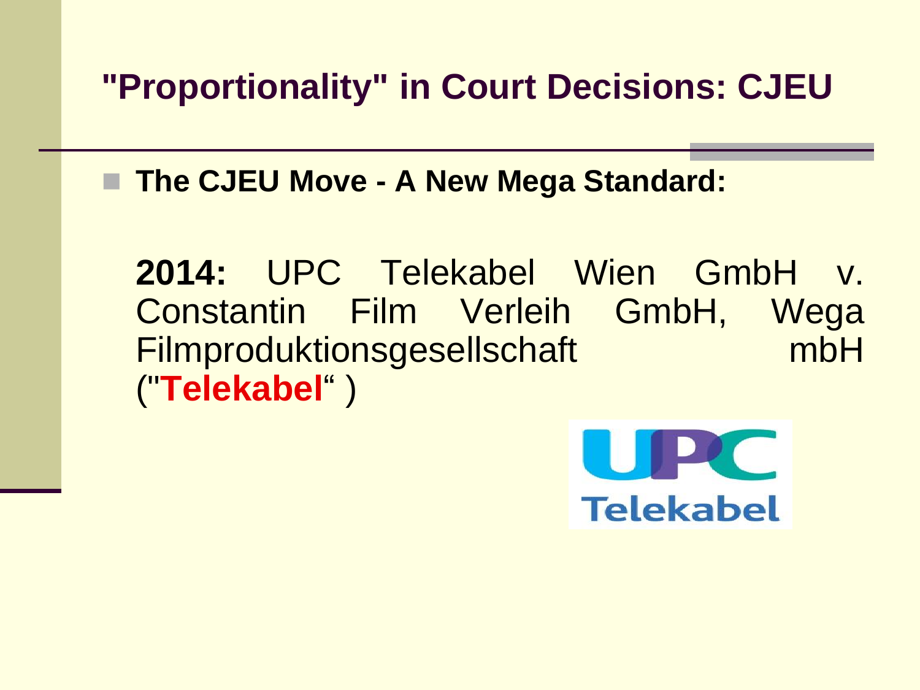## "Proportionality" in Court Decisions: CJEU

- **The CJEU Move - A New Mega Standard:**

  **2014:** UPC Telekabel Wien GmbH v. Constantin Film Verleih GmbH, Wega Filmproduktionsgesellschaft mbH ("**Telekabel**“ )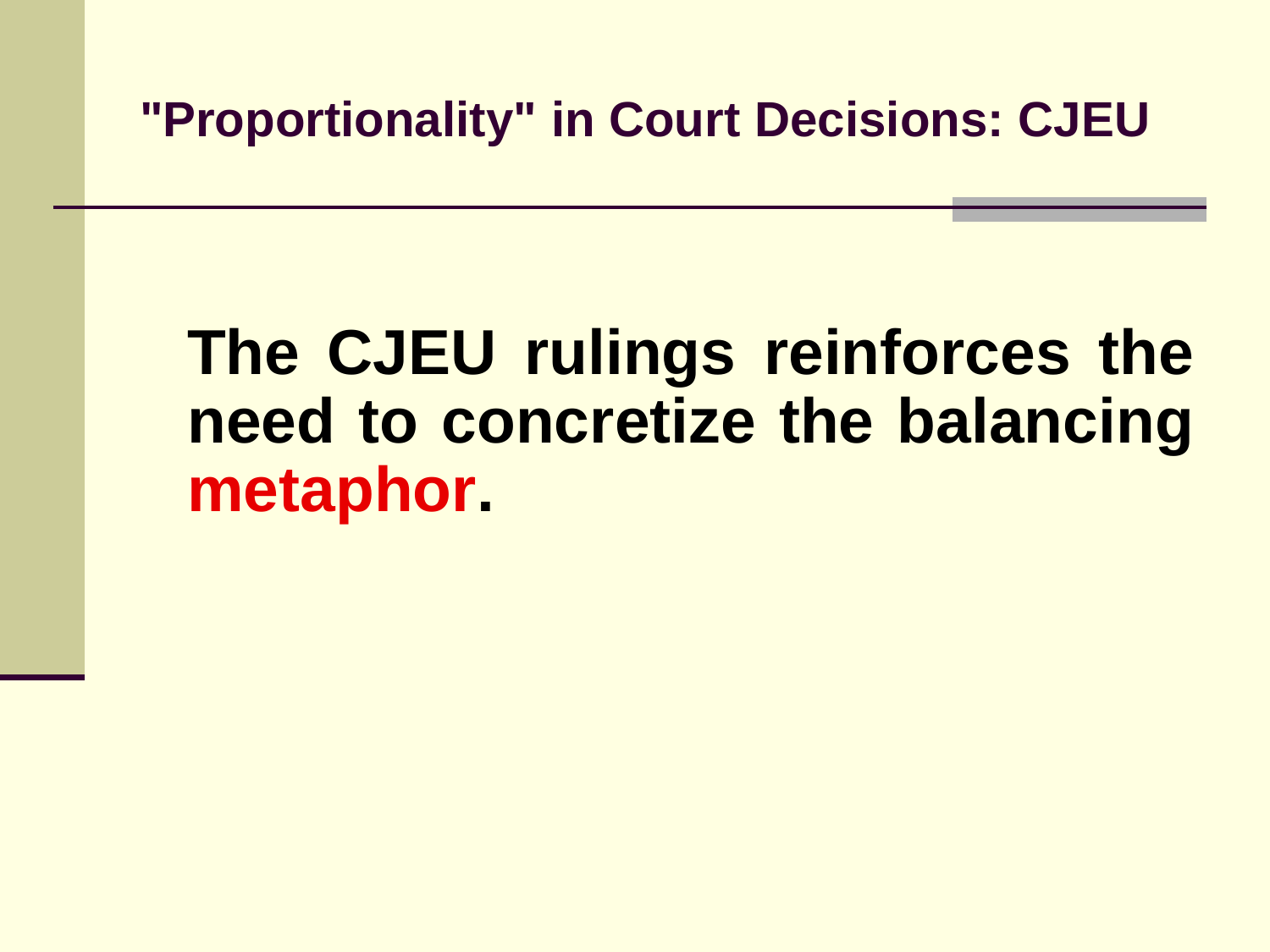## "Proportionality" in Court Decisions: CJEU

**The CJEU rulings reinforces the need to concretize the balancing metaphor.**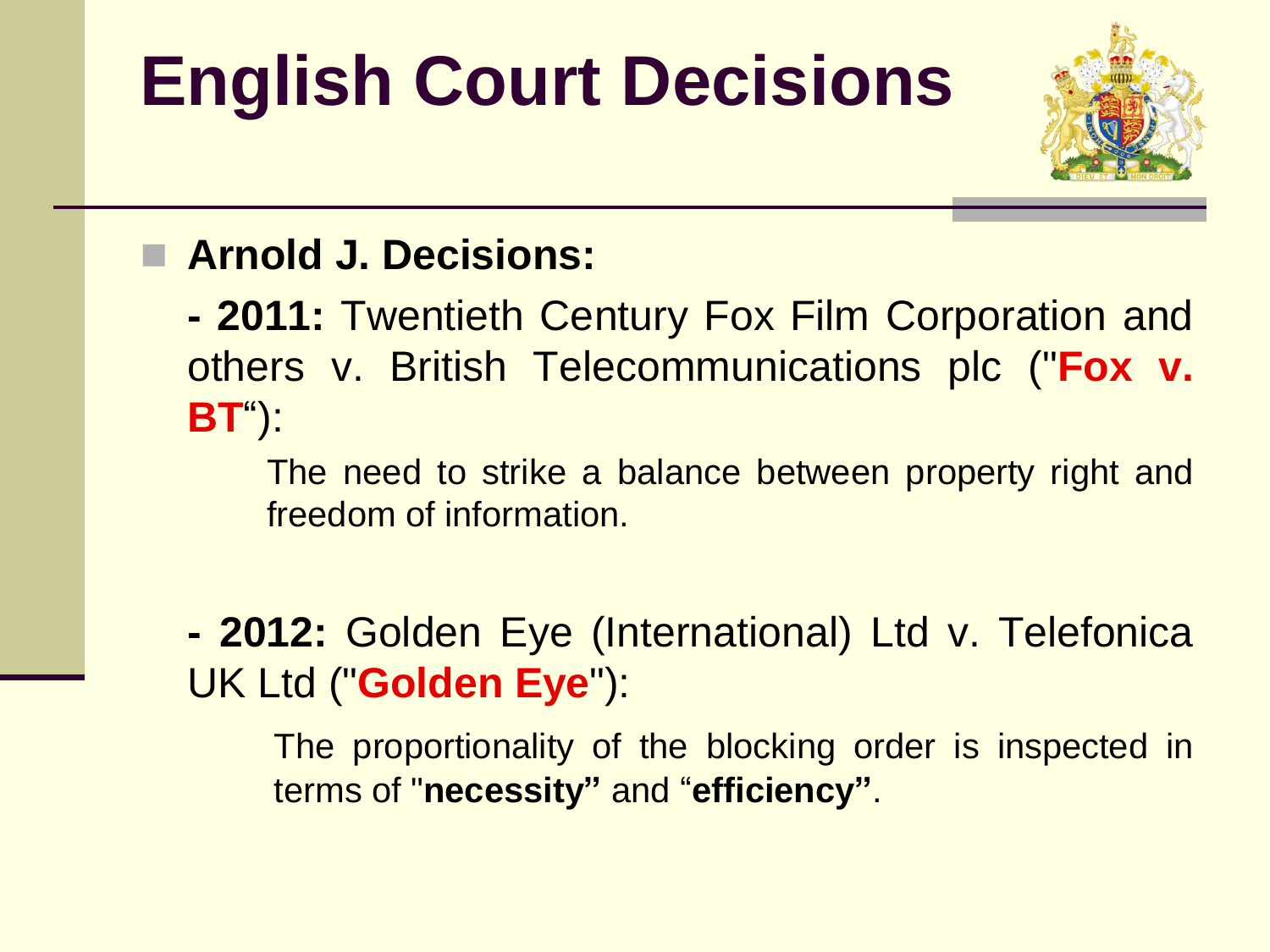# English Court Decisions

- **Arnold J. Decisions:**

  **- 2011:** Twentieth Century Fox Film Corporation and others v. British Telecommunications plc ("**Fox v. BT**"):

  > The need to strike a balance between property right and freedom of information.

  **- 2012:** Golden Eye (International) Ltd v. Telefonica UK Ltd ("**Golden Eye**"):

  > The proportionality of the blocking order is inspected in terms of "**necessity"** and "**efficiency"**.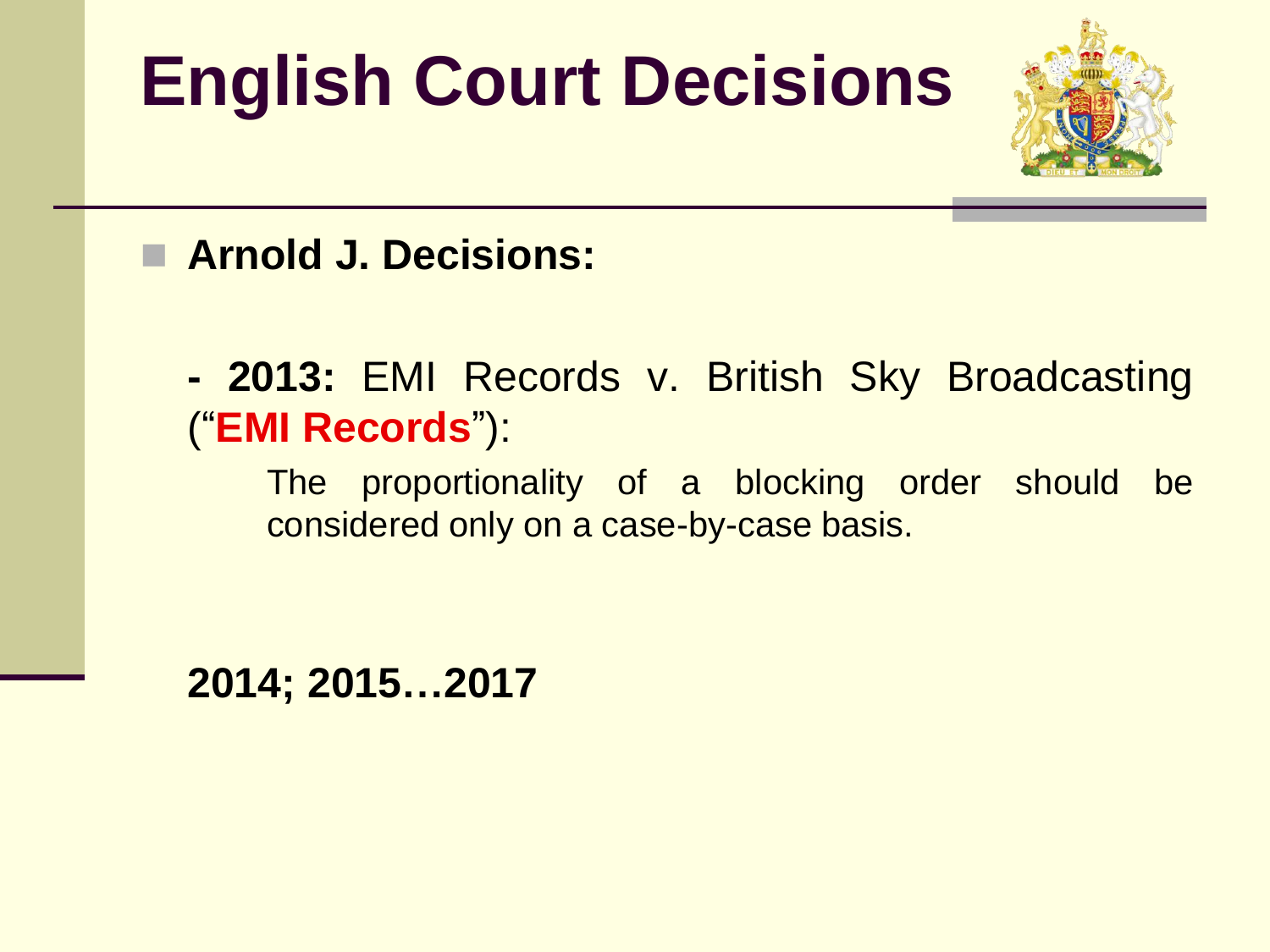# English Court Decisions

- **Arnold J. Decisions:**

  **- 2013:** EMI Records v. British Sky Broadcasting ("**EMI Records**"):

  The proportionality of a blocking order should be considered only on a case-by-case basis.

**2014; 2015…2017**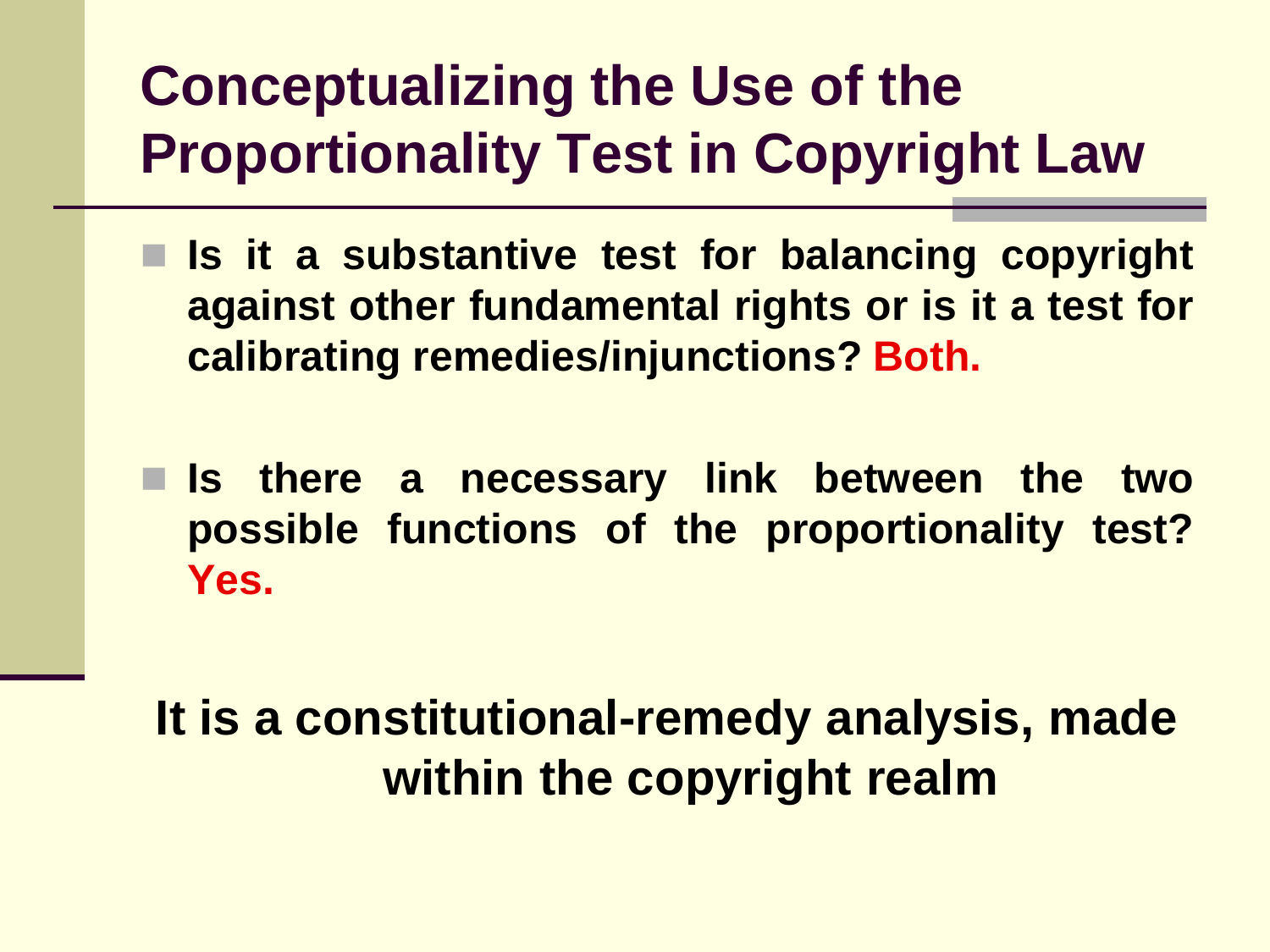# Conceptualizing the Use of the Proportionality Test in Copyright Law

- **Is it a substantive test for balancing copyright against other fundamental rights or is it a test for calibrating remedies/injunctions? Both.**

- **Is there a necessary link between the two possible functions of the proportionality test? Yes.**

**It is a constitutional-remedy analysis, made within the copyright realm**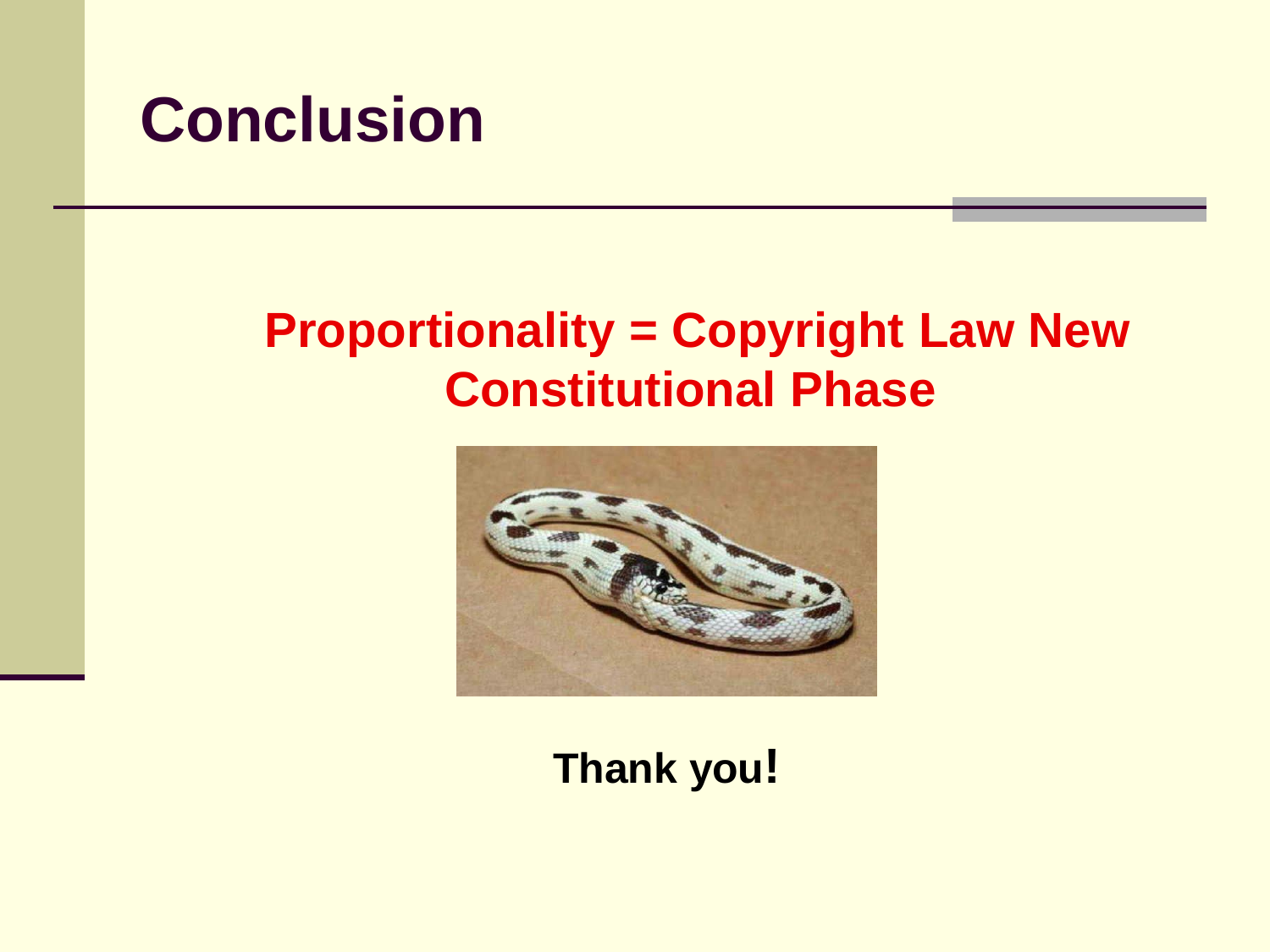# Conclusion

**Proportionality = Copyright Law New Constitutional Phase**

**Thank you!**